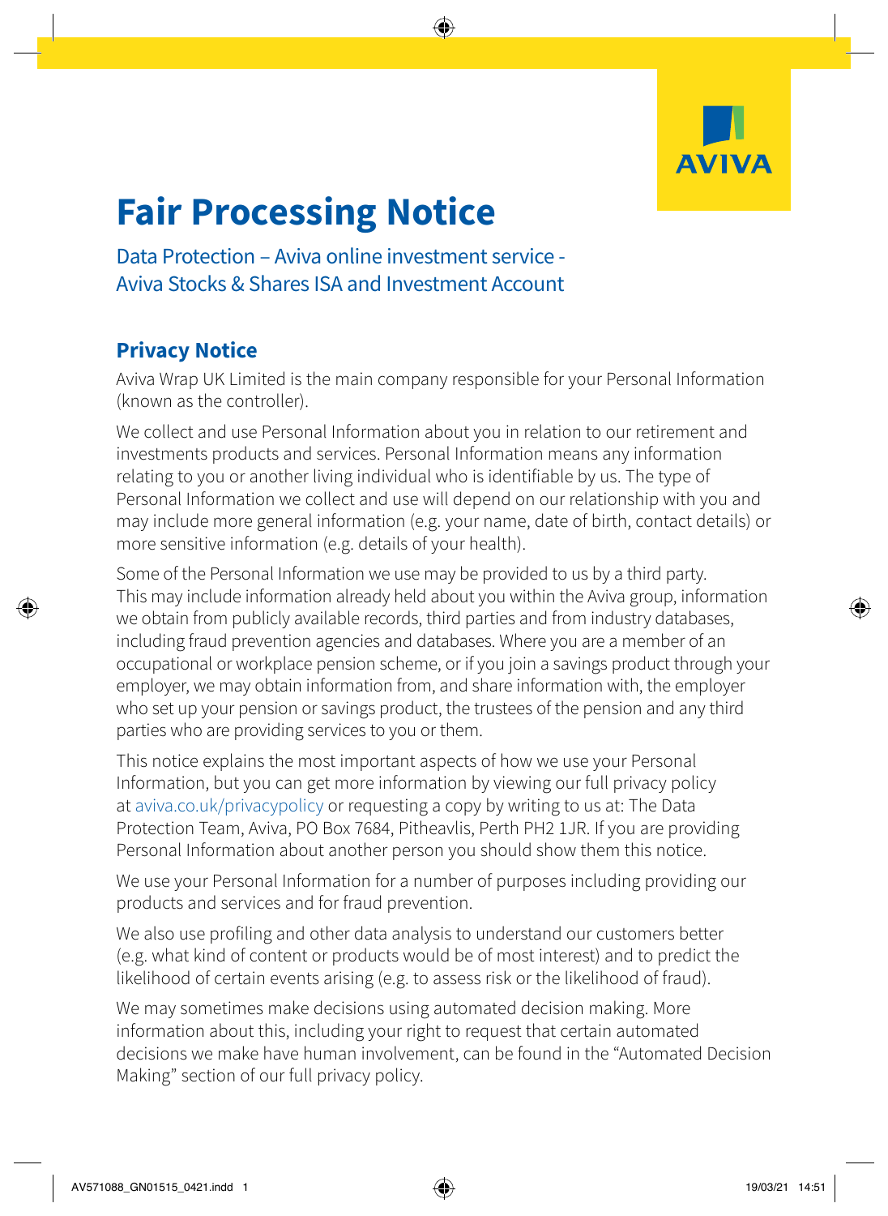# Fair Processing Notice

Data Protection – Aviva online investment service - Aviva Stocks & Shares ISA and Investment Account

## Privacy Notice

Aviva Wrap UK Limited is the main company responsible for your Personal Information (known as the controller).

We collect and use Personal Information about you in relation to our retirement and investments products and services. Personal Information means any information relating to you or another living individual who is identifiable by us. The type of Personal Information we collect and use will depend on our relationship with you and may include more general information (e.g. your name, date of birth, contact details) or more sensitive information (e.g. details of your health).

Some of the Personal Information we use may be provided to us by a third party. This may include information already held about you within the Aviva group, information we obtain from publicly available records, third parties and from industry databases, including fraud prevention agencies and databases. Where you are a member of an occupational or workplace pension scheme, or if you join a savings product through your employer, we may obtain information from, and share information with, the employer who set up your pension or savings product, the trustees of the pension and any third parties who are providing services to you or them.

This notice explains the most important aspects of how we use your Personal Information, but you can get more information by viewing our full privacy policy at aviva.co.uk/privacypolicy or requesting a copy by writing to us at: The Data Protection Team, Aviva, PO Box 7684, Pitheavlis, Perth PH2 1JR. If you are providing Personal Information about another person you should show them this notice.

We use your Personal Information for a number of purposes including providing our products and services and for fraud prevention.

We also use profiling and other data analysis to understand our customers better (e.g. what kind of content or products would be of most interest) and to predict the likelihood of certain events arising (e.g. to assess risk or the likelihood of fraud).

We may sometimes make decisions using automated decision making. More information about this, including your right to request that certain automated decisions we make have human involvement, can be found in the "Automated Decision Making" section of our full privacy policy.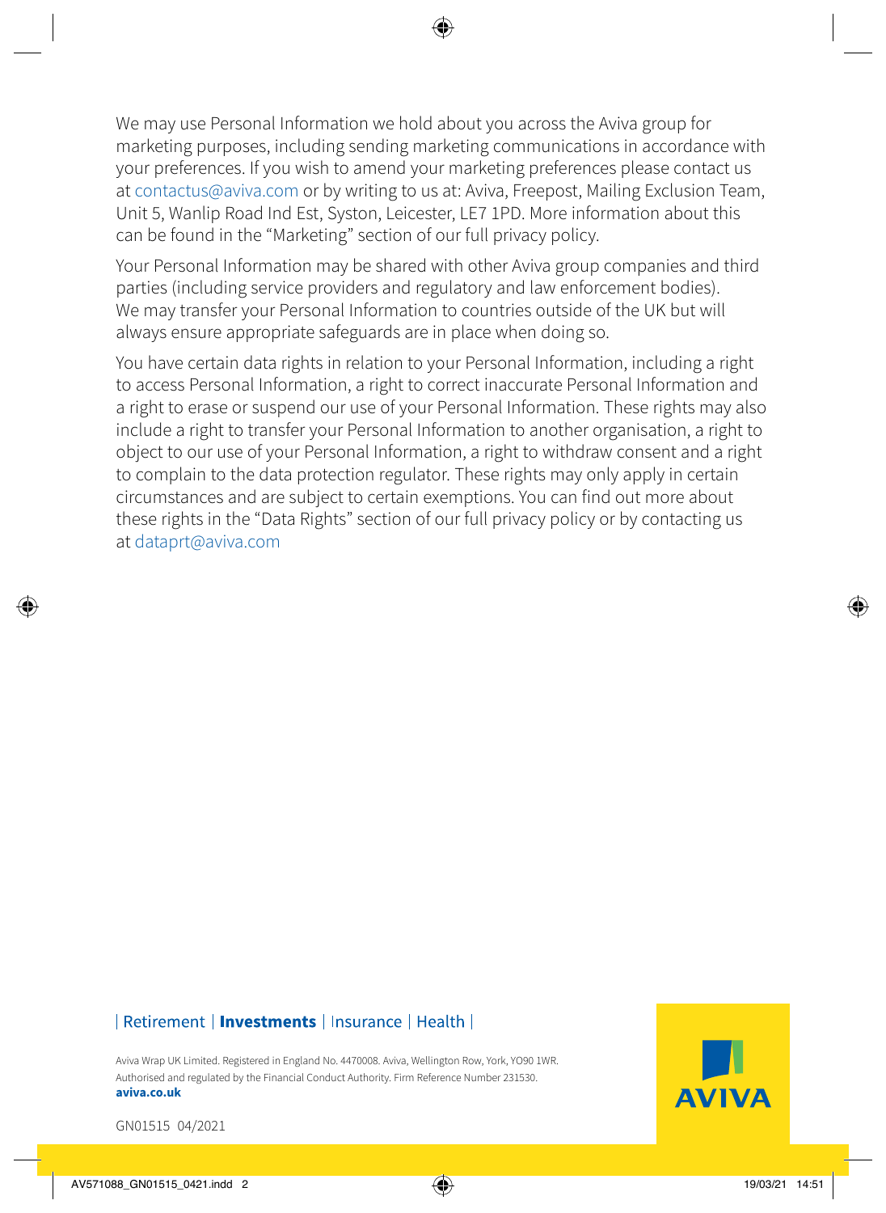We may use Personal Information we hold about you across the Aviva group for marketing purposes, including sending marketing communications in accordance with your preferences. If you wish to amend your marketing preferences please contact us at contactus@aviva.com or by writing to us at: Aviva, Freepost, Mailing Exclusion Team, Unit 5, Wanlip Road Ind Est, Syston, Leicester, LE7 1PD. More information about this can be found in the "Marketing" section of our full privacy policy.

Your Personal Information may be shared with other Aviva group companies and third parties (including service providers and regulatory and law enforcement bodies). We may transfer your Personal Information to countries outside of the UK but will always ensure appropriate safeguards are in place when doing so.

You have certain data rights in relation to your Personal Information, including a right to access Personal Information, a right to correct inaccurate Personal Information and a right to erase or suspend our use of your Personal Information. These rights may also include a right to transfer your Personal Information to another organisation, a right to object to our use of your Personal Information, a right to withdraw consent and a right to complain to the data protection regulator. These rights may only apply in certain circumstances and are subject to certain exemptions. You can find out more about these rights in the "Data Rights" section of our full privacy policy or by contacting us at dataprt@aviva.com

| Retirement | **Investments** | Insurance | Health |

Aviva Wrap UK Limited. Registered in England No. 4470008. Aviva, Wellington Row, York, YO90 1WR.
Authorised and regulated by the Financial Conduct Authority. Firm Reference Number 231530.
**aviva.co.uk**

AVIVA

GN01515 04/2021